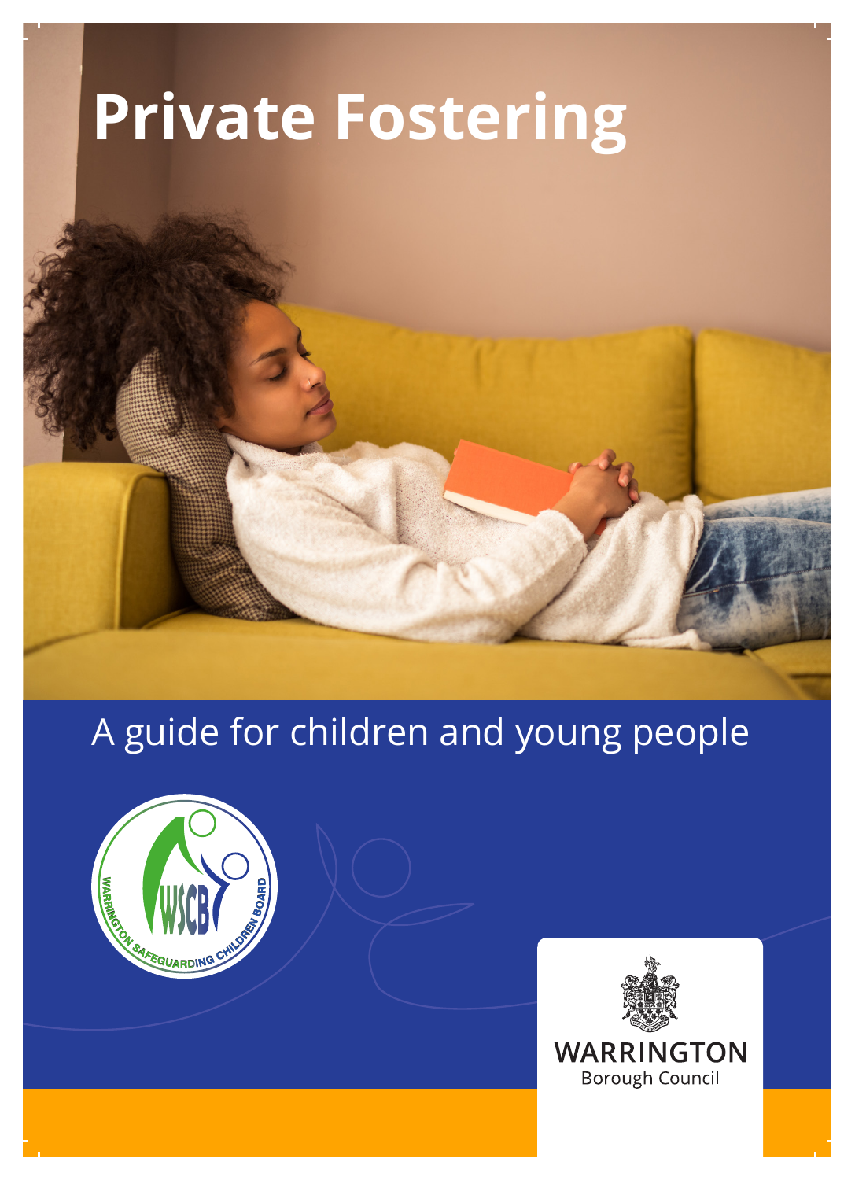# Private Fostering

A guide for children and young people

WARRINGTON SAFEGUARDING CHILDREN BOARD

WARRINGTON
Borough Council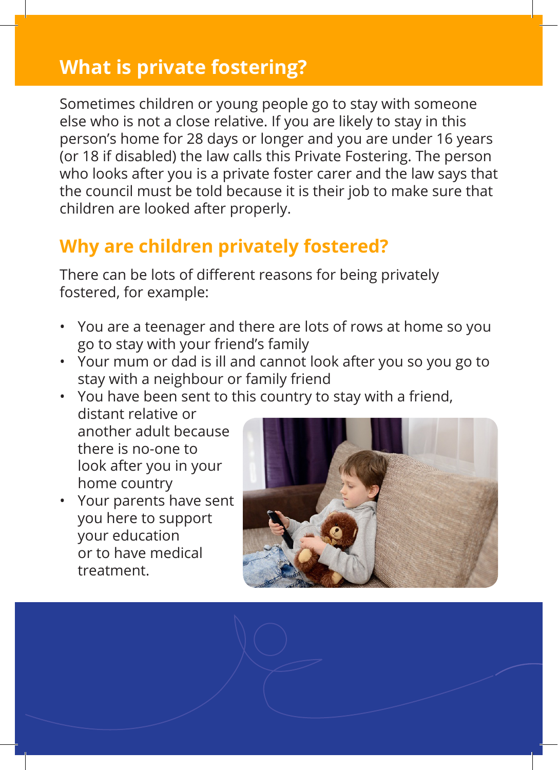## What is private fostering?

Sometimes children or young people go to stay with someone else who is not a close relative. If you are likely to stay in this person's home for 28 days or longer and you are under 16 years (or 18 if disabled) the law calls this Private Fostering. The person who looks after you is a private foster carer and the law says that the council must be told because it is their job to make sure that children are looked after properly.

## Why are children privately fostered?

There can be lots of different reasons for being privately fostered, for example:

- You are a teenager and there are lots of rows at home so you go to stay with your friend's family
- Your mum or dad is ill and cannot look after you so you go to stay with a neighbour or family friend
- You have been sent to this country to stay with a friend, distant relative or another adult because there is no-one to look after you in your home country
- Your parents have sent you here to support your education or to have medical treatment.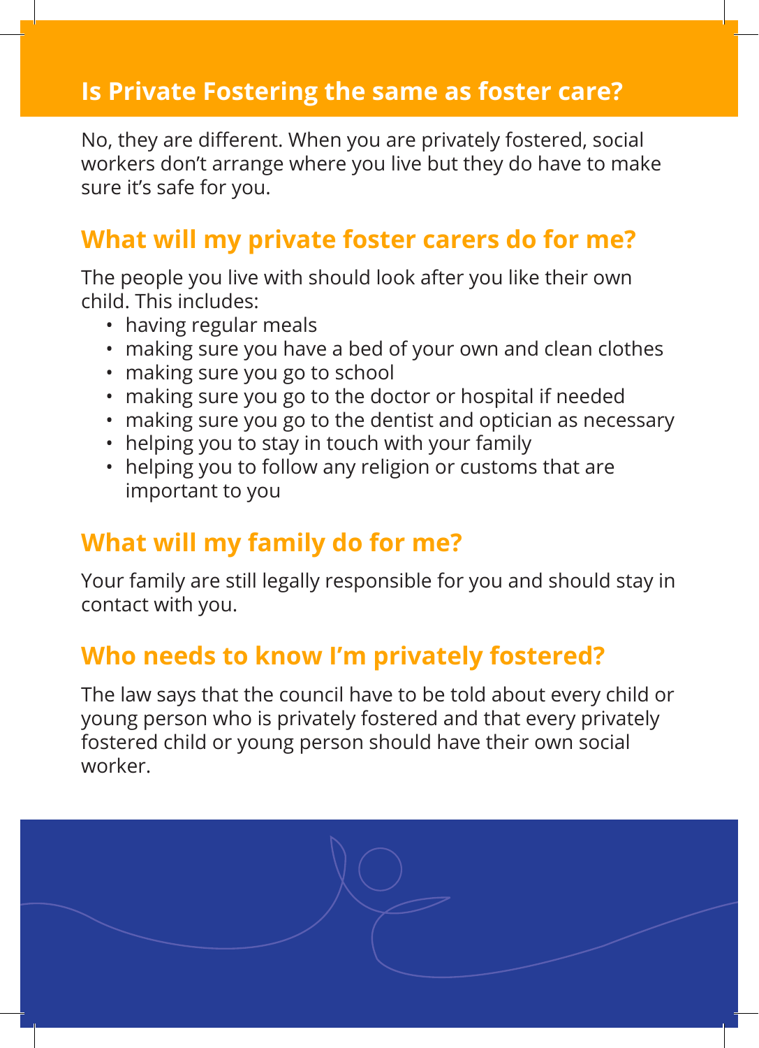## Is Private Fostering the same as foster care?

No, they are different. When you are privately fostered, social workers don't arrange where you live but they do have to make sure it's safe for you.

## What will my private foster carers do for me?

The people you live with should look after you like their own child. This includes:

- having regular meals
- making sure you have a bed of your own and clean clothes
- making sure you go to school
- making sure you go to the doctor or hospital if needed
- making sure you go to the dentist and optician as necessary
- helping you to stay in touch with your family
- helping you to follow any religion or customs that are important to you

## What will my family do for me?

Your family are still legally responsible for you and should stay in contact with you.

## Who needs to know I'm privately fostered?

The law says that the council have to be told about every child or young person who is privately fostered and that every privately fostered child or young person should have their own social worker.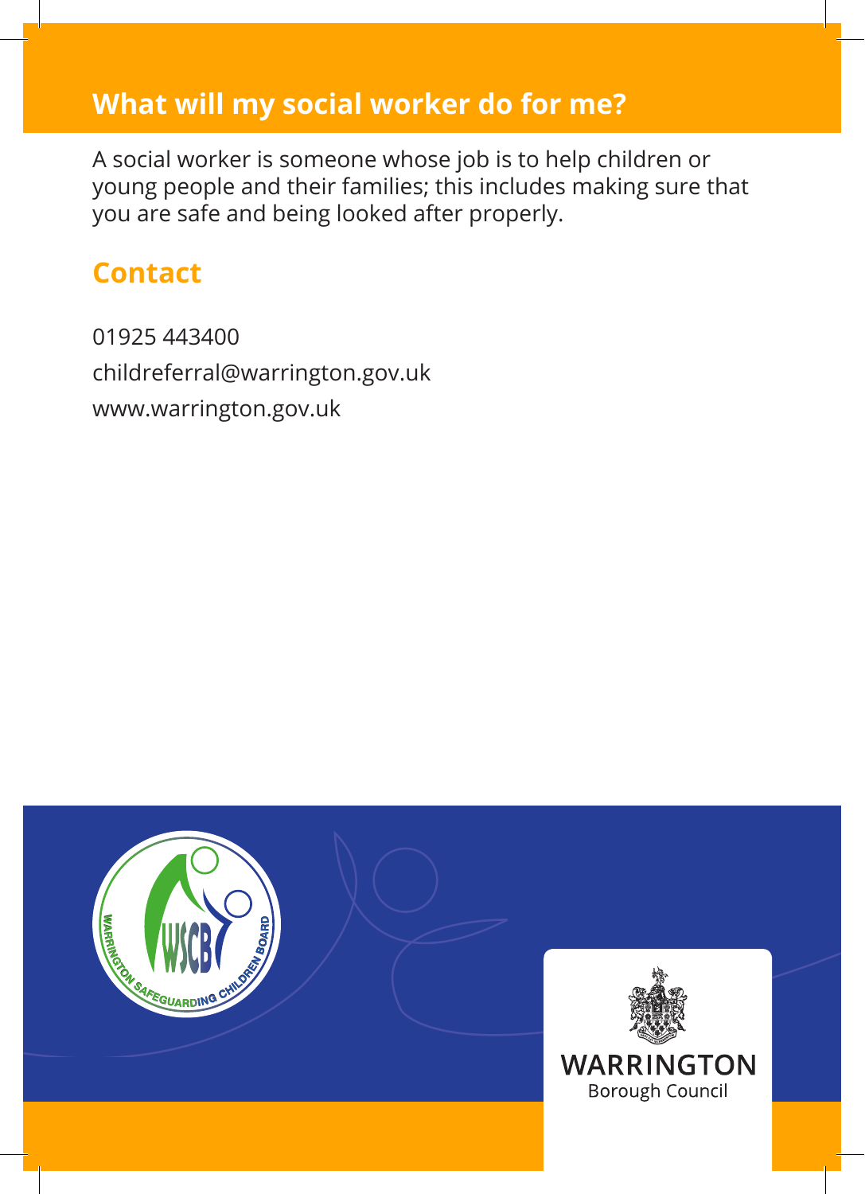## What will my social worker do for me?

A social worker is someone whose job is to help children or young people and their families; this includes making sure that you are safe and being looked after properly.

## Contact

01925 443400

childreferral@warrington.gov.uk

www.warrington.gov.uk

WARRINGTON SAFEGUARDING CHILDREN BOARD

WARRINGTON
Borough Council